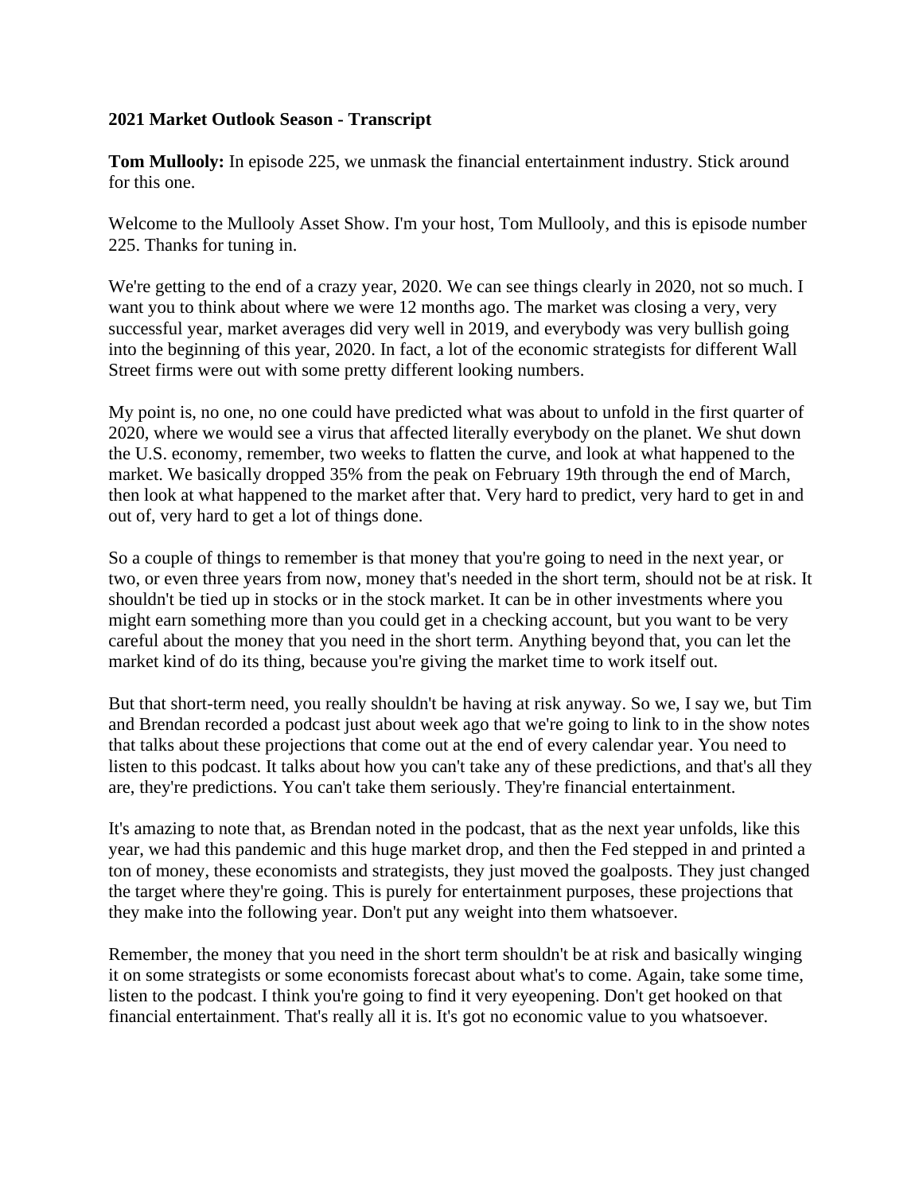**2021 Market Outlook Season - Transcript**

**Tom Mullooly:** In episode 225, we unmask the financial entertainment industry. Stick around for this one.

Welcome to the Mullooly Asset Show. I'm your host, Tom Mullooly, and this is episode number 225. Thanks for tuning in.

We're getting to the end of a crazy year, 2020. We can see things clearly in 2020, not so much. I want you to think about where we were 12 months ago. The market was closing a very, very successful year, market averages did very well in 2019, and everybody was very bullish going into the beginning of this year, 2020. In fact, a lot of the economic strategists for different Wall Street firms were out with some pretty different looking numbers.

My point is, no one, no one could have predicted what was about to unfold in the first quarter of 2020, where we would see a virus that affected literally everybody on the planet. We shut down the U.S. economy, remember, two weeks to flatten the curve, and look at what happened to the market. We basically dropped 35% from the peak on February 19th through the end of March, then look at what happened to the market after that. Very hard to predict, very hard to get in and out of, very hard to get a lot of things done.

So a couple of things to remember is that money that you're going to need in the next year, or two, or even three years from now, money that's needed in the short term, should not be at risk. It shouldn't be tied up in stocks or in the stock market. It can be in other investments where you might earn something more than you could get in a checking account, but you want to be very careful about the money that you need in the short term. Anything beyond that, you can let the market kind of do its thing, because you're giving the market time to work itself out.

But that short-term need, you really shouldn't be having at risk anyway. So we, I say we, but Tim and Brendan recorded a podcast just about week ago that we're going to link to in the show notes that talks about these projections that come out at the end of every calendar year. You need to listen to this podcast. It talks about how you can't take any of these predictions, and that's all they are, they're predictions. You can't take them seriously. They're financial entertainment.

It's amazing to note that, as Brendan noted in the podcast, that as the next year unfolds, like this year, we had this pandemic and this huge market drop, and then the Fed stepped in and printed a ton of money, these economists and strategists, they just moved the goalposts. They just changed the target where they're going. This is purely for entertainment purposes, these projections that they make into the following year. Don't put any weight into them whatsoever.

Remember, the money that you need in the short term shouldn't be at risk and basically winging it on some strategists or some economists forecast about what's to come. Again, take some time, listen to the podcast. I think you're going to find it very eyeopening. Don't get hooked on that financial entertainment. That's really all it is. It's got no economic value to you whatsoever.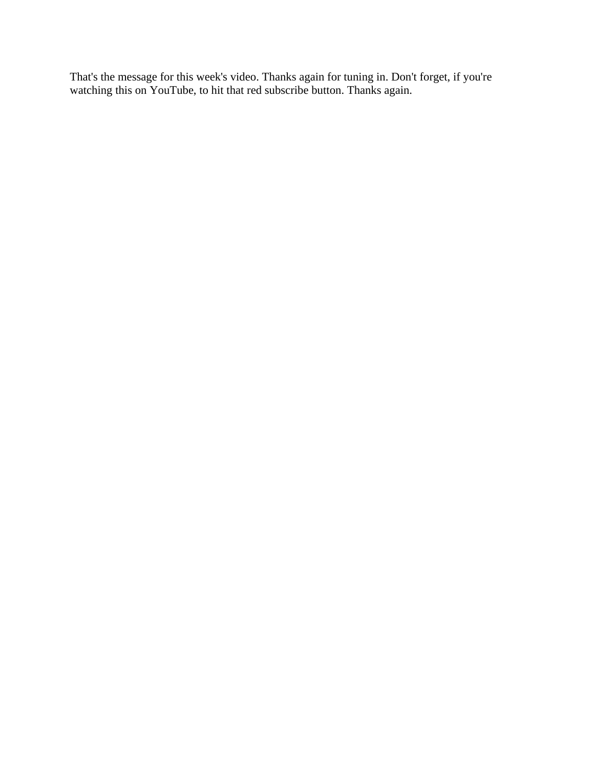That's the message for this week's video. Thanks again for tuning in. Don't forget, if you're watching this on YouTube, to hit that red subscribe button. Thanks again.